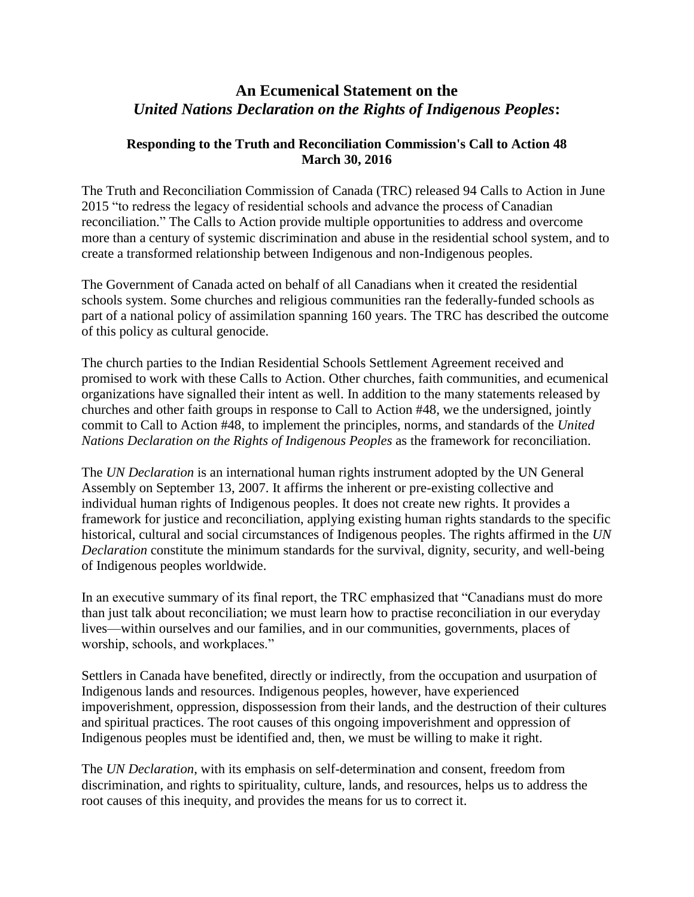# An Ecumenical Statement on the *United Nations Declaration on the Rights of Indigenous Peoples***:**

### Responding to the Truth and Reconciliation Commission's Call to Action 48
### March 30, 2016

The Truth and Reconciliation Commission of Canada (TRC) released 94 Calls to Action in June 2015 "to redress the legacy of residential schools and advance the process of Canadian reconciliation." The Calls to Action provide multiple opportunities to address and overcome more than a century of systemic discrimination and abuse in the residential school system, and to create a transformed relationship between Indigenous and non-Indigenous peoples.

The Government of Canada acted on behalf of all Canadians when it created the residential schools system. Some churches and religious communities ran the federally-funded schools as part of a national policy of assimilation spanning 160 years. The TRC has described the outcome of this policy as cultural genocide.

The church parties to the Indian Residential Schools Settlement Agreement received and promised to work with these Calls to Action. Other churches, faith communities, and ecumenical organizations have signalled their intent as well. In addition to the many statements released by churches and other faith groups in response to Call to Action #48, we the undersigned, jointly commit to Call to Action #48, to implement the principles, norms, and standards of the *United Nations Declaration on the Rights of Indigenous Peoples* as the framework for reconciliation.

The *UN Declaration* is an international human rights instrument adopted by the UN General Assembly on September 13, 2007. It affirms the inherent or pre-existing collective and individual human rights of Indigenous peoples. It does not create new rights. It provides a framework for justice and reconciliation, applying existing human rights standards to the specific historical, cultural and social circumstances of Indigenous peoples. The rights affirmed in the *UN Declaration* constitute the minimum standards for the survival, dignity, security, and well-being of Indigenous peoples worldwide.

In an executive summary of its final report, the TRC emphasized that "Canadians must do more than just talk about reconciliation; we must learn how to practise reconciliation in our everyday lives—within ourselves and our families, and in our communities, governments, places of worship, schools, and workplaces."

Settlers in Canada have benefited, directly or indirectly, from the occupation and usurpation of Indigenous lands and resources. Indigenous peoples, however, have experienced impoverishment, oppression, dispossession from their lands, and the destruction of their cultures and spiritual practices. The root causes of this ongoing impoverishment and oppression of Indigenous peoples must be identified and, then, we must be willing to make it right.

The *UN Declaration*, with its emphasis on self-determination and consent, freedom from discrimination, and rights to spirituality, culture, lands, and resources, helps us to address the root causes of this inequity, and provides the means for us to correct it.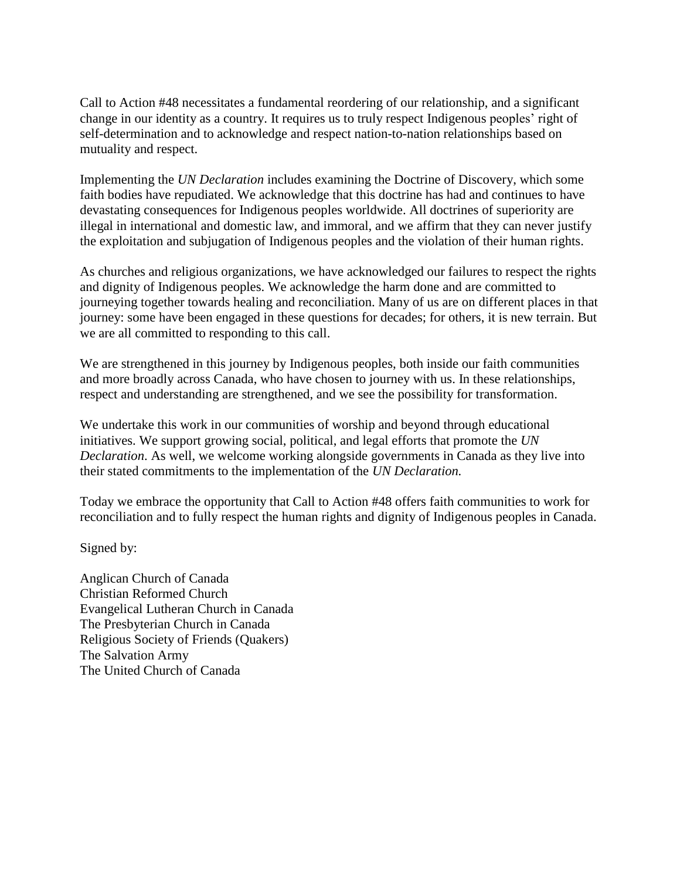Call to Action #48 necessitates a fundamental reordering of our relationship, and a significant change in our identity as a country. It requires us to truly respect Indigenous peoples' right of self-determination and to acknowledge and respect nation-to-nation relationships based on mutuality and respect.

Implementing the *UN Declaration* includes examining the Doctrine of Discovery, which some faith bodies have repudiated. We acknowledge that this doctrine has had and continues to have devastating consequences for Indigenous peoples worldwide. All doctrines of superiority are illegal in international and domestic law, and immoral, and we affirm that they can never justify the exploitation and subjugation of Indigenous peoples and the violation of their human rights.

As churches and religious organizations, we have acknowledged our failures to respect the rights and dignity of Indigenous peoples. We acknowledge the harm done and are committed to journeying together towards healing and reconciliation. Many of us are on different places in that journey: some have been engaged in these questions for decades; for others, it is new terrain. But we are all committed to responding to this call.

We are strengthened in this journey by Indigenous peoples, both inside our faith communities and more broadly across Canada, who have chosen to journey with us. In these relationships, respect and understanding are strengthened, and we see the possibility for transformation.

We undertake this work in our communities of worship and beyond through educational initiatives. We support growing social, political, and legal efforts that promote the *UN Declaration*. As well, we welcome working alongside governments in Canada as they live into their stated commitments to the implementation of the *UN Declaration.*

Today we embrace the opportunity that Call to Action #48 offers faith communities to work for reconciliation and to fully respect the human rights and dignity of Indigenous peoples in Canada.

Signed by:

Anglican Church of Canada
Christian Reformed Church
Evangelical Lutheran Church in Canada
The Presbyterian Church in Canada
Religious Society of Friends (Quakers)
The Salvation Army
The United Church of Canada